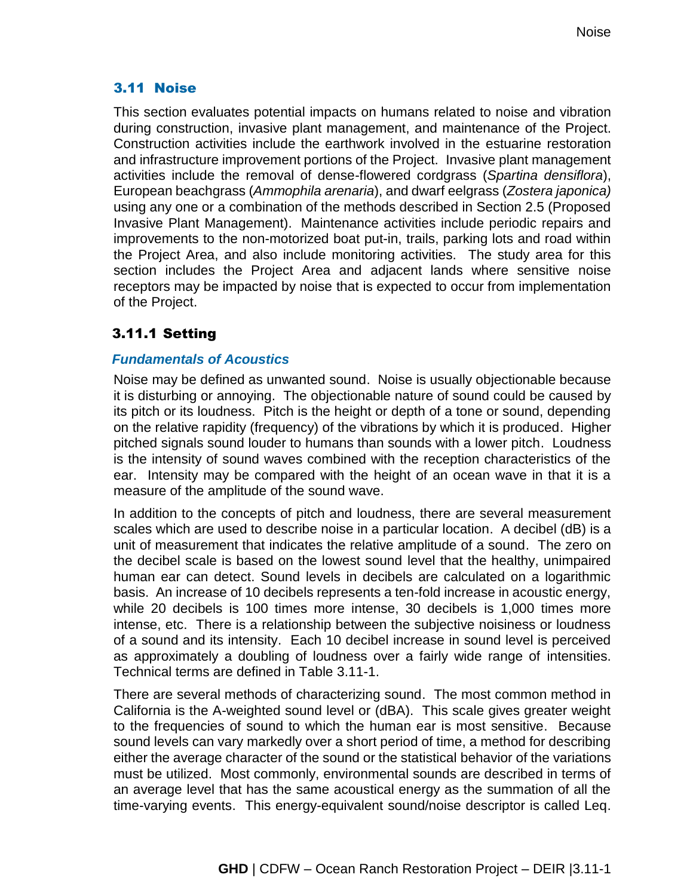## 3.11 Noise

This section evaluates potential impacts on humans related to noise and vibration during construction, invasive plant management, and maintenance of the Project. Construction activities include the earthwork involved in the estuarine restoration and infrastructure improvement portions of the Project. Invasive plant management activities include the removal of dense-flowered cordgrass (*Spartina densiflora*), European beachgrass (*Ammophila arenaria*), and dwarf eelgrass (*Zostera japonica)* using any one or a combination of the methods described in Section 2.5 (Proposed Invasive Plant Management). Maintenance activities include periodic repairs and improvements to the non-motorized boat put-in, trails, parking lots and road within the Project Area, and also include monitoring activities. The study area for this section includes the Project Area and adjacent lands where sensitive noise receptors may be impacted by noise that is expected to occur from implementation of the Project.

### 3.11.1 Setting

#### *Fundamentals of Acoustics*

Noise may be defined as unwanted sound. Noise is usually objectionable because it is disturbing or annoying. The objectionable nature of sound could be caused by its pitch or its loudness. Pitch is the height or depth of a tone or sound, depending on the relative rapidity (frequency) of the vibrations by which it is produced. Higher pitched signals sound louder to humans than sounds with a lower pitch. Loudness is the intensity of sound waves combined with the reception characteristics of the ear. Intensity may be compared with the height of an ocean wave in that it is a measure of the amplitude of the sound wave.

In addition to the concepts of pitch and loudness, there are several measurement scales which are used to describe noise in a particular location. A decibel (dB) is a unit of measurement that indicates the relative amplitude of a sound. The zero on the decibel scale is based on the lowest sound level that the healthy, unimpaired human ear can detect. Sound levels in decibels are calculated on a logarithmic basis. An increase of 10 decibels represents a ten-fold increase in acoustic energy, while 20 decibels is 100 times more intense, 30 decibels is 1,000 times more intense, etc. There is a relationship between the subjective noisiness or loudness of a sound and its intensity. Each 10 decibel increase in sound level is perceived as approximately a doubling of loudness over a fairly wide range of intensities. Technical terms are defined in Table 3.11-1.

There are several methods of characterizing sound. The most common method in California is the A-weighted sound level or (dBA). This scale gives greater weight to the frequencies of sound to which the human ear is most sensitive. Because sound levels can vary markedly over a short period of time, a method for describing either the average character of the sound or the statistical behavior of the variations must be utilized. Most commonly, environmental sounds are described in terms of an average level that has the same acoustical energy as the summation of all the time-varying events. This energy-equivalent sound/noise descriptor is called Leq.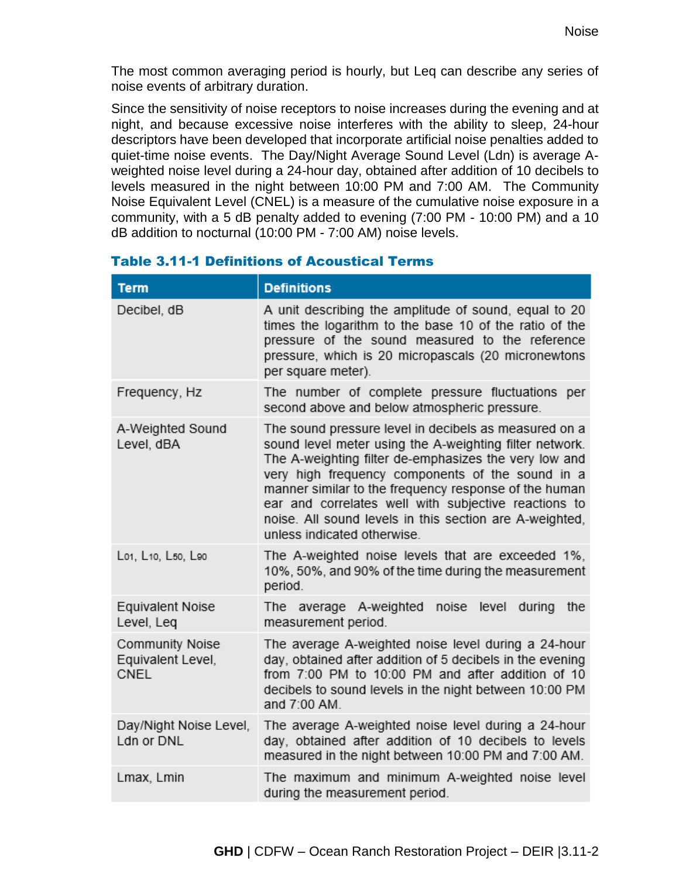The most common averaging period is hourly, but Leq can describe any series of noise events of arbitrary duration.

Since the sensitivity of noise receptors to noise increases during the evening and at night, and because excessive noise interferes with the ability to sleep, 24-hour descriptors have been developed that incorporate artificial noise penalties added to quiet-time noise events. The Day/Night Average Sound Level (Ldn) is average A-weighted noise level during a 24-hour day, obtained after addition of 10 decibels to levels measured in the night between 10:00 PM and 7:00 AM. The Community Noise Equivalent Level (CNEL) is a measure of the cumulative noise exposure in a community, with a 5 dB penalty added to evening (7:00 PM - 10:00 PM) and a 10 dB addition to nocturnal (10:00 PM - 7:00 AM) noise levels.

### Table 3.11-1 Definitions of Acoustical Terms

| Term | Definitions |
|---|---|
| Decibel, dB | A unit describing the amplitude of sound, equal to 20 times the logarithm to the base 10 of the ratio of the pressure of the sound measured to the reference pressure, which is 20 micropascals (20 micronewtons per square meter). |
| Frequency, Hz | The number of complete pressure fluctuations per second above and below atmospheric pressure. |
| A-Weighted Sound Level, dBA | The sound pressure level in decibels as measured on a sound level meter using the A-weighting filter network. The A-weighting filter de-emphasizes the very low and very high frequency components of the sound in a manner similar to the frequency response of the human ear and correlates well with subjective reactions to noise. All sound levels in this section are A-weighted, unless indicated otherwise. |
| $L_{01}$, $L_{10}$, $L_{50}$, $L_{90}$ | The A-weighted noise levels that are exceeded 1%, 10%, 50%, and 90% of the time during the measurement period. |
| Equivalent Noise Level, Leq | The average A-weighted noise level during the measurement period. |
| Community Noise Equivalent Level, CNEL | The average A-weighted noise level during a 24-hour day, obtained after addition of 5 decibels in the evening from 7:00 PM to 10:00 PM and after addition of 10 decibels to sound levels in the night between 10:00 PM and 7:00 AM. |
| Day/Night Noise Level, Ldn or DNL | The average A-weighted noise level during a 24-hour day, obtained after addition of 10 decibels to levels measured in the night between 10:00 PM and 7:00 AM. |
| Lmax, Lmin | The maximum and minimum A-weighted noise level during the measurement period. |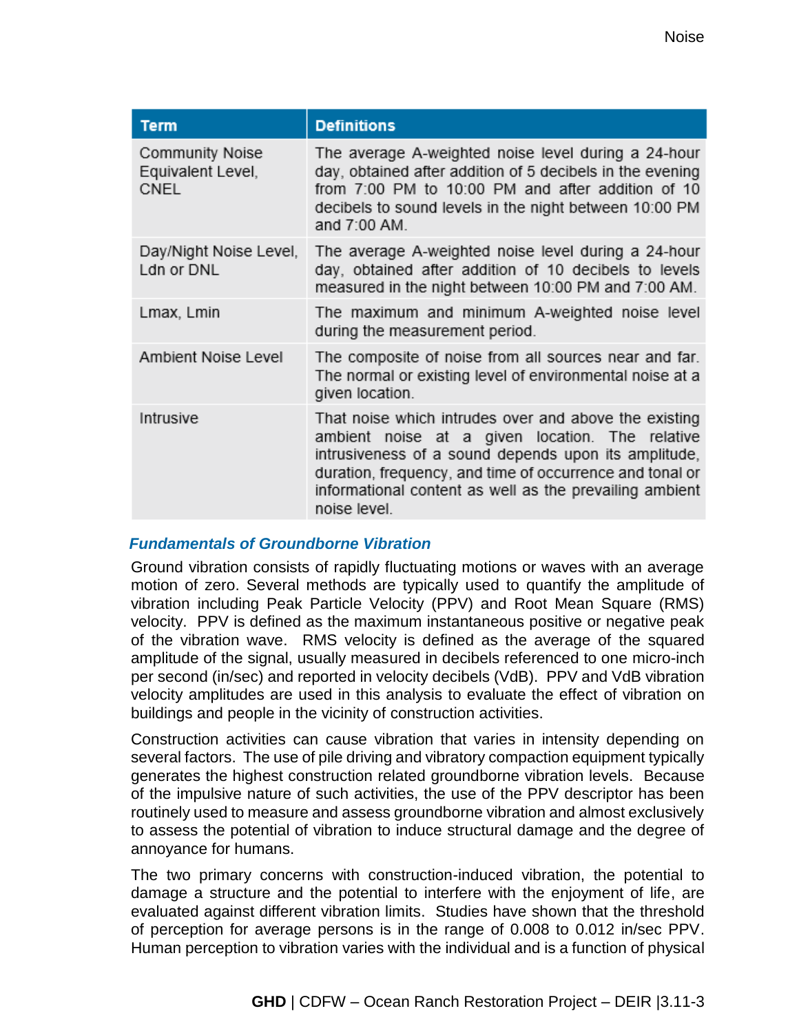| Term | Definitions |
| --- | --- |
| Community Noise Equivalent Level, CNEL | The average A-weighted noise level during a 24-hour day, obtained after addition of 5 decibels in the evening from 7:00 PM to 10:00 PM and after addition of 10 decibels to sound levels in the night between 10:00 PM and 7:00 AM. |
| Day/Night Noise Level, Ldn or DNL | The average A-weighted noise level during a 24-hour day, obtained after addition of 10 decibels to levels measured in the night between 10:00 PM and 7:00 AM. |
| Lmax, Lmin | The maximum and minimum A-weighted noise level during the measurement period. |
| Ambient Noise Level | The composite of noise from all sources near and far. The normal or existing level of environmental noise at a given location. |
| Intrusive | That noise which intrudes over and above the existing ambient noise at a given location. The relative intrusiveness of a sound depends upon its amplitude, duration, frequency, and time of occurrence and tonal or informational content as well as the prevailing ambient noise level. |

### *Fundamentals of Groundborne Vibration*

Ground vibration consists of rapidly fluctuating motions or waves with an average motion of zero. Several methods are typically used to quantify the amplitude of vibration including Peak Particle Velocity (PPV) and Root Mean Square (RMS) velocity. PPV is defined as the maximum instantaneous positive or negative peak of the vibration wave. RMS velocity is defined as the average of the squared amplitude of the signal, usually measured in decibels referenced to one micro-inch per second (in/sec) and reported in velocity decibels (VdB). PPV and VdB vibration velocity amplitudes are used in this analysis to evaluate the effect of vibration on buildings and people in the vicinity of construction activities.

Construction activities can cause vibration that varies in intensity depending on several factors. The use of pile driving and vibratory compaction equipment typically generates the highest construction related groundborne vibration levels. Because of the impulsive nature of such activities, the use of the PPV descriptor has been routinely used to measure and assess groundborne vibration and almost exclusively to assess the potential of vibration to induce structural damage and the degree of annoyance for humans.

The two primary concerns with construction-induced vibration, the potential to damage a structure and the potential to interfere with the enjoyment of life, are evaluated against different vibration limits. Studies have shown that the threshold of perception for average persons is in the range of 0.008 to 0.012 in/sec PPV. Human perception to vibration varies with the individual and is a function of physical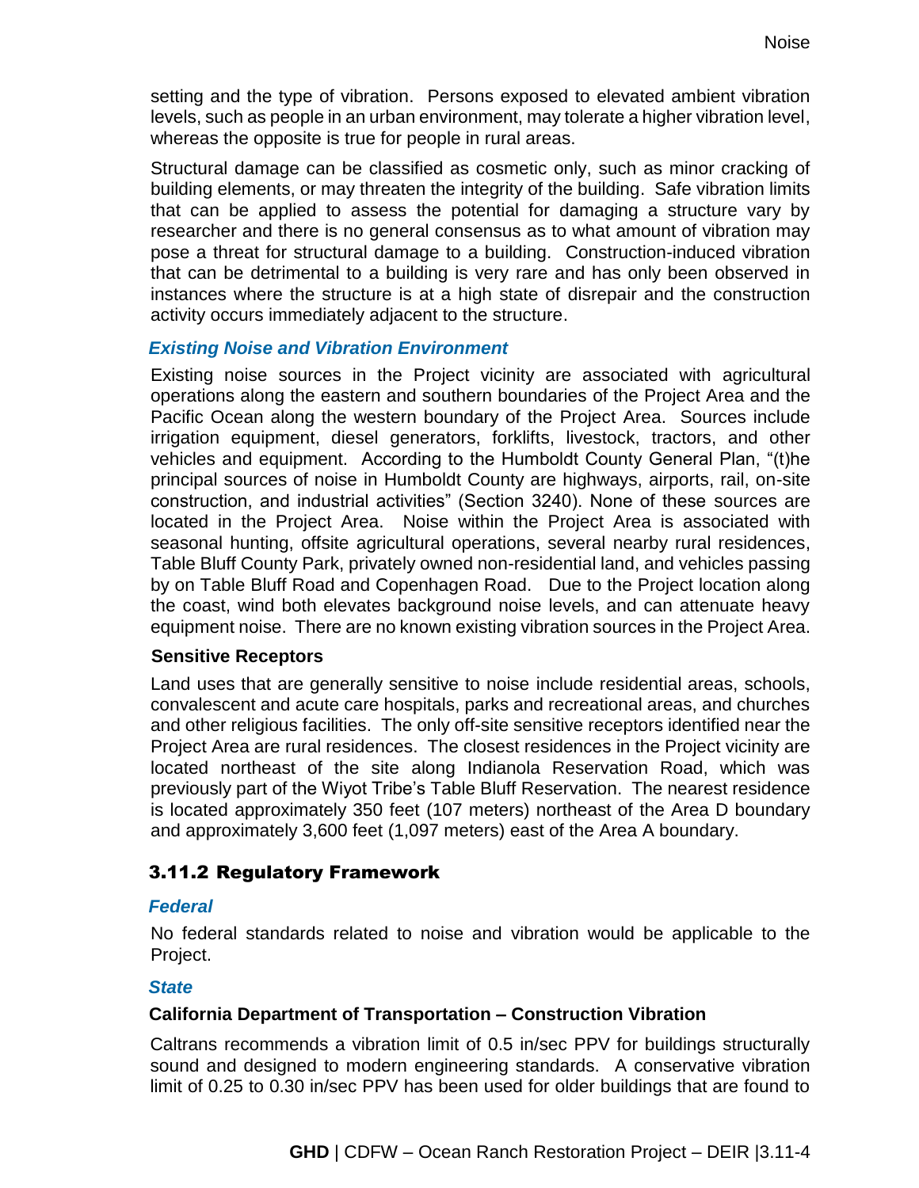setting and the type of vibration. Persons exposed to elevated ambient vibration levels, such as people in an urban environment, may tolerate a higher vibration level, whereas the opposite is true for people in rural areas.

Structural damage can be classified as cosmetic only, such as minor cracking of building elements, or may threaten the integrity of the building. Safe vibration limits that can be applied to assess the potential for damaging a structure vary by researcher and there is no general consensus as to what amount of vibration may pose a threat for structural damage to a building. Construction-induced vibration that can be detrimental to a building is very rare and has only been observed in instances where the structure is at a high state of disrepair and the construction activity occurs immediately adjacent to the structure.

### *Existing Noise and Vibration Environment*

Existing noise sources in the Project vicinity are associated with agricultural operations along the eastern and southern boundaries of the Project Area and the Pacific Ocean along the western boundary of the Project Area. Sources include irrigation equipment, diesel generators, forklifts, livestock, tractors, and other vehicles and equipment. According to the Humboldt County General Plan, "(t)he principal sources of noise in Humboldt County are highways, airports, rail, on-site construction, and industrial activities" (Section 3240). None of these sources are located in the Project Area. Noise within the Project Area is associated with seasonal hunting, offsite agricultural operations, several nearby rural residences, Table Bluff County Park, privately owned non-residential land, and vehicles passing by on Table Bluff Road and Copenhagen Road. Due to the Project location along the coast, wind both elevates background noise levels, and can attenuate heavy equipment noise. There are no known existing vibration sources in the Project Area.

#### Sensitive Receptors

Land uses that are generally sensitive to noise include residential areas, schools, convalescent and acute care hospitals, parks and recreational areas, and churches and other religious facilities. The only off-site sensitive receptors identified near the Project Area are rural residences. The closest residences in the Project vicinity are located northeast of the site along Indianola Reservation Road, which was previously part of the Wiyot Tribe's Table Bluff Reservation. The nearest residence is located approximately 350 feet (107 meters) northeast of the Area D boundary and approximately 3,600 feet (1,097 meters) east of the Area A boundary.

## 3.11.2 Regulatory Framework

### *Federal*

No federal standards related to noise and vibration would be applicable to the Project.

### *State*

#### California Department of Transportation – Construction Vibration

Caltrans recommends a vibration limit of 0.5 in/sec PPV for buildings structurally sound and designed to modern engineering standards. A conservative vibration limit of 0.25 to 0.30 in/sec PPV has been used for older buildings that are found to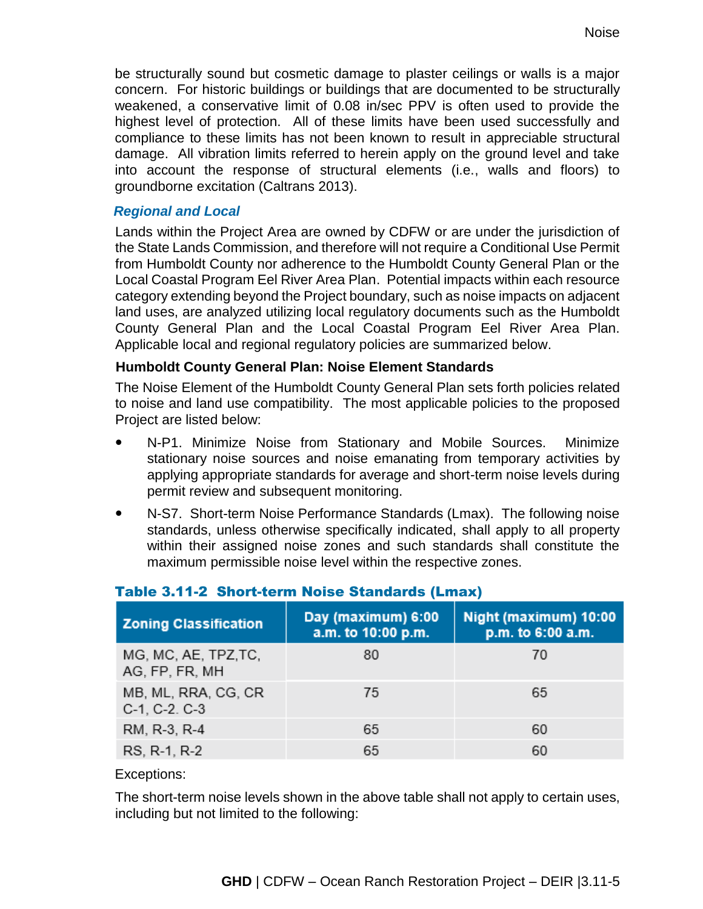be structurally sound but cosmetic damage to plaster ceilings or walls is a major concern. For historic buildings or buildings that are documented to be structurally weakened, a conservative limit of 0.08 in/sec PPV is often used to provide the highest level of protection. All of these limits have been used successfully and compliance to these limits has not been known to result in appreciable structural damage. All vibration limits referred to herein apply on the ground level and take into account the response of structural elements (i.e., walls and floors) to groundborne excitation (Caltrans 2013).

### *Regional and Local*

Lands within the Project Area are owned by CDFW or are under the jurisdiction of the State Lands Commission, and therefore will not require a Conditional Use Permit from Humboldt County nor adherence to the Humboldt County General Plan or the Local Coastal Program Eel River Area Plan. Potential impacts within each resource category extending beyond the Project boundary, such as noise impacts on adjacent land uses, are analyzed utilizing local regulatory documents such as the Humboldt County General Plan and the Local Coastal Program Eel River Area Plan. Applicable local and regional regulatory policies are summarized below.

#### Humboldt County General Plan: Noise Element Standards

The Noise Element of the Humboldt County General Plan sets forth policies related to noise and land use compatibility. The most applicable policies to the proposed Project are listed below:

- N-P1. Minimize Noise from Stationary and Mobile Sources. Minimize stationary noise sources and noise emanating from temporary activities by applying appropriate standards for average and short-term noise levels during permit review and subsequent monitoring.
- N-S7. Short-term Noise Performance Standards (Lmax). The following noise standards, unless otherwise specifically indicated, shall apply to all property within their assigned noise zones and such standards constitute the maximum permissible noise level within the respective zones.

**Table 3.11-2 Short-term Noise Standards (Lmax)**

| Zoning Classification | Day (maximum) 6:00 a.m. to 10:00 p.m. | Night (maximum) 10:00 p.m. to 6:00 a.m. |
|---|---|---|
| MG, MC, AE, TPZ,TC, AG, FP, FR, MH | 80 | 70 |
| MB, ML, RRA, CG, CR C-1, C-2. C-3 | 75 | 65 |
| RM, R-3, R-4 | 65 | 60 |
| RS, R-1, R-2 | 65 | 60 |

Exceptions:

The short-term noise levels shown in the above table shall not apply to certain uses, including but not limited to the following: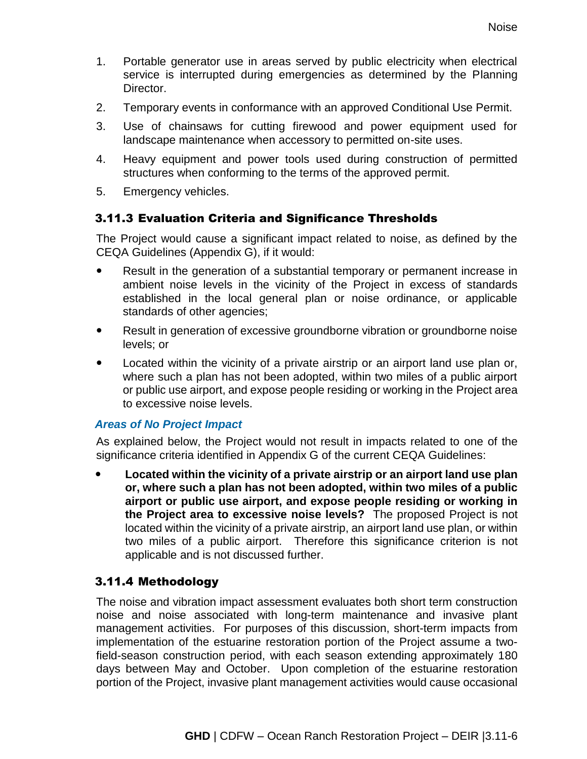1. Portable generator use in areas served by public electricity when electrical service is interrupted during emergencies as determined by the Planning Director.
2. Temporary events in conformance with an approved Conditional Use Permit.
3. Use of chainsaws for cutting firewood and power equipment used for landscape maintenance when accessory to permitted on-site uses.
4. Heavy equipment and power tools used during construction of permitted structures when conforming to the terms of the approved permit.
5. Emergency vehicles.

### 3.11.3 Evaluation Criteria and Significance Thresholds

The Project would cause a significant impact related to noise, as defined by the CEQA Guidelines (Appendix G), if it would:

- Result in the generation of a substantial temporary or permanent increase in ambient noise levels in the vicinity of the Project in excess of standards established in the local general plan or noise ordinance, or applicable standards of other agencies;
- Result in generation of excessive groundborne vibration or groundborne noise levels; or
- Located within the vicinity of a private airstrip or an airport land use plan or, where such a plan has not been adopted, within two miles of a public airport or public use airport, and expose people residing or working in the Project area to excessive noise levels.

#### *Areas of No Project Impact*

As explained below, the Project would not result in impacts related to one of the significance criteria identified in Appendix G of the current CEQA Guidelines:

- **Located within the vicinity of a private airstrip or an airport land use plan or, where such a plan has not been adopted, within two miles of a public airport or public use airport, and expose people residing or working in the Project area to excessive noise levels?** The proposed Project is not located within the vicinity of a private airstrip, an airport land use plan, or within two miles of a public airport. Therefore this significance criterion is not applicable and is not discussed further.

### 3.11.4 Methodology

The noise and vibration impact assessment evaluates both short term construction noise and noise associated with long-term maintenance and invasive plant management activities. For purposes of this discussion, short-term impacts from implementation of the estuarine restoration portion of the Project assume a two-field-season construction period, with each season extending approximately 180 days between May and October. Upon completion of the estuarine restoration portion of the Project, invasive plant management activities would cause occasional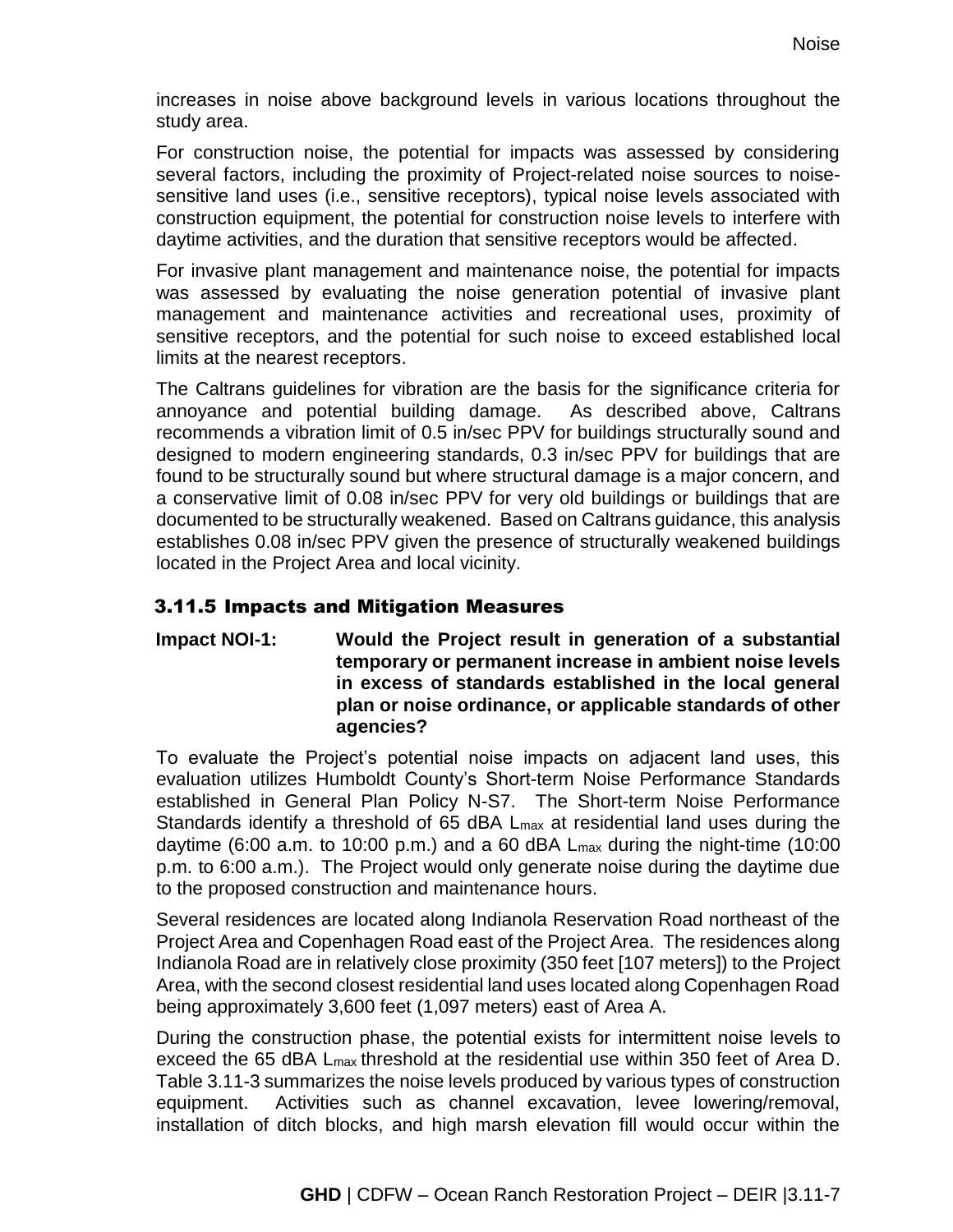increases in noise above background levels in various locations throughout the study area.

For construction noise, the potential for impacts was assessed by considering several factors, including the proximity of Project-related noise sources to noise-sensitive land uses (i.e., sensitive receptors), typical noise levels associated with construction equipment, the potential for construction noise levels to interfere with daytime activities, and the duration that sensitive receptors would be affected.

For invasive plant management and maintenance noise, the potential for impacts was assessed by evaluating the noise generation potential of invasive plant management and maintenance activities and recreational uses, proximity of sensitive receptors, and the potential for such noise to exceed established local limits at the nearest receptors.

The Caltrans guidelines for vibration are the basis for the significance criteria for annoyance and potential building damage. As described above, Caltrans recommends a vibration limit of 0.5 in/sec PPV for buildings structurally sound and designed to modern engineering standards, 0.3 in/sec PPV for buildings that are found to be structurally sound but where structural damage is a major concern, and a conservative limit of 0.08 in/sec PPV for very old buildings or buildings that are documented to be structurally weakened. Based on Caltrans guidance, this analysis establishes 0.08 in/sec PPV given the presence of structurally weakened buildings located in the Project Area and local vicinity.

### 3.11.5 Impacts and Mitigation Measures

**Impact NOI-1: Would the Project result in generation of a substantial temporary or permanent increase in ambient noise levels in excess of standards established in the local general plan or noise ordinance, or applicable standards of other agencies?**

To evaluate the Project's potential noise impacts on adjacent land uses, this evaluation utilizes Humboldt County's Short-term Noise Performance Standards established in General Plan Policy N-S7. The Short-term Noise Performance Standards identify a threshold of 65 dBA $L_{max}$ at residential land uses during the daytime (6:00 a.m. to 10:00 p.m.) and a 60 dBA $L_{max}$ during the night-time (10:00 p.m. to 6:00 a.m.). The Project would only generate noise during the daytime due to the proposed construction and maintenance hours.

Several residences are located along Indianola Reservation Road northeast of the Project Area and Copenhagen Road east of the Project Area. The residences along Indianola Road are in relatively close proximity (350 feet [107 meters]) to the Project Area, with the second closest residential land uses located along Copenhagen Road being approximately 3,600 feet (1,097 meters) east of Area A.

During the construction phase, the potential exists for intermittent noise levels to exceed the 65 dBA $L_{max}$ threshold at the residential use within 350 feet of Area D. Table 3.11-3 summarizes the noise levels produced by various types of construction equipment. Activities such as channel excavation, levee lowering/removal, installation of ditch blocks, and high marsh elevation fill would occur within the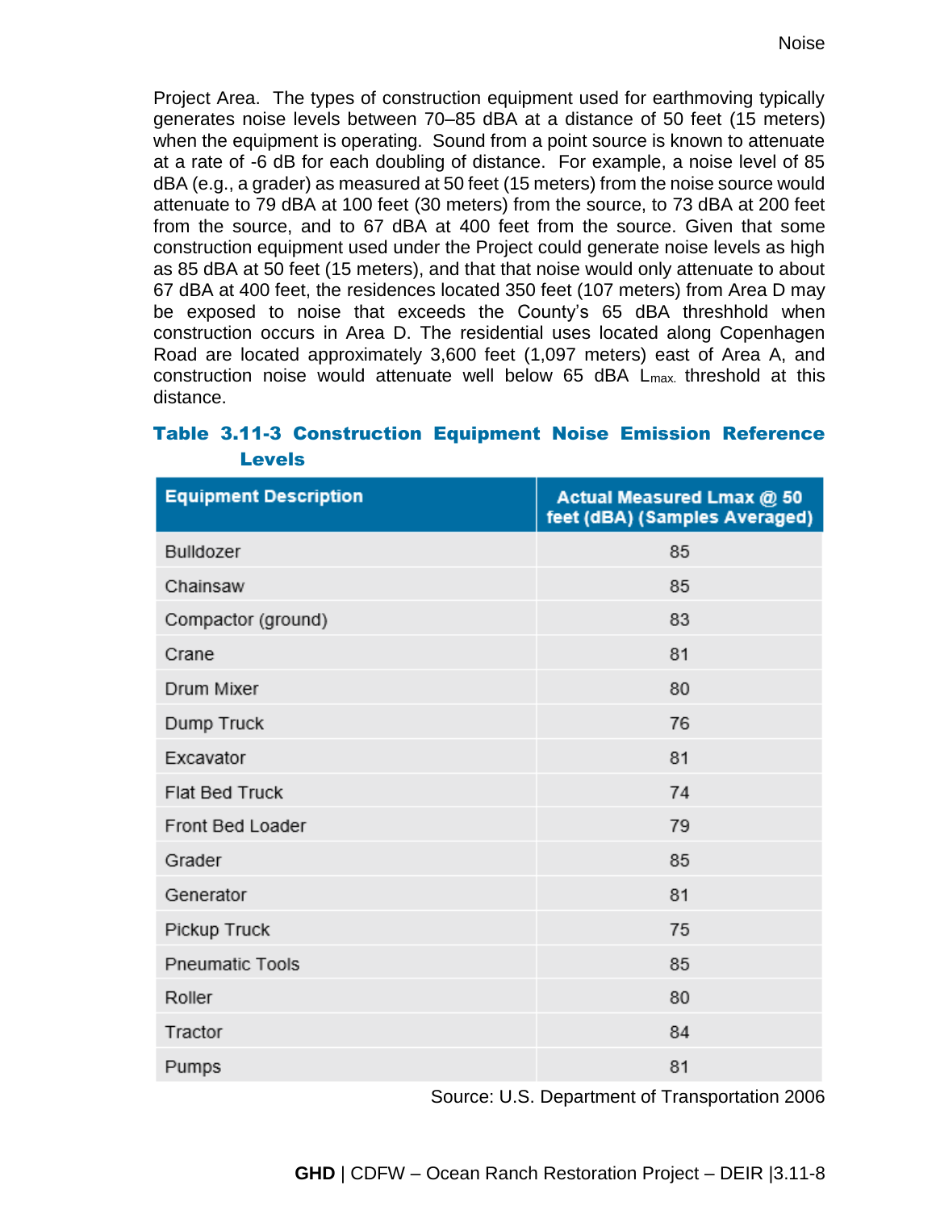Project Area. The types of construction equipment used for earthmoving typically generates noise levels between 70–85 dBA at a distance of 50 feet (15 meters) when the equipment is operating. Sound from a point source is known to attenuate at a rate of -6 dB for each doubling of distance. For example, a noise level of 85 dBA (e.g., a grader) as measured at 50 feet (15 meters) from the noise source would attenuate to 79 dBA at 100 feet (30 meters) from the source, to 73 dBA at 200 feet from the source, and to 67 dBA at 400 feet from the source. Given that some construction equipment used under the Project could generate noise levels as high as 85 dBA at 50 feet (15 meters), and that that noise would only attenuate to about 67 dBA at 400 feet, the residences located 350 feet (107 meters) from Area D may be exposed to noise that exceeds the County's 65 dBA threshhold when construction occurs in Area D. The residential uses located along Copenhagen Road are located approximately 3,600 feet (1,097 meters) east of Area A, and construction noise would attenuate well below 65 dBA $L_{max.}$ threshold at this distance.

### Table 3.11-3 Construction Equipment Noise Emission Reference Levels

| Equipment Description | Actual Measured Lmax @ 50 feet (dBA) (Samples Averaged) |
|---|---|
| Bulldozer | 85 |
| Chainsaw | 85 |
| Compactor (ground) | 83 |
| Crane | 81 |
| Drum Mixer | 80 |
| Dump Truck | 76 |
| Excavator | 81 |
| Flat Bed Truck | 74 |
| Front Bed Loader | 79 |
| Grader | 85 |
| Generator | 81 |
| Pickup Truck | 75 |
| Pneumatic Tools | 85 |
| Roller | 80 |
| Tractor | 84 |
| Pumps | 81 |

Source: U.S. Department of Transportation 2006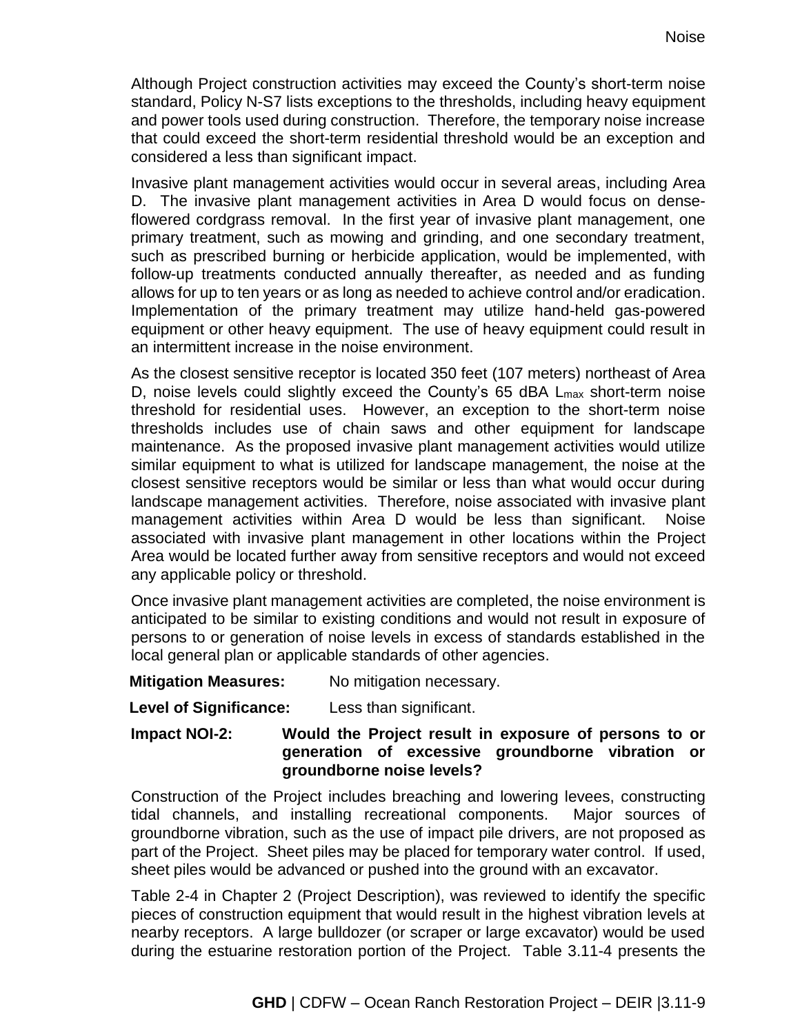Although Project construction activities may exceed the County's short-term noise standard, Policy N-S7 lists exceptions to the thresholds, including heavy equipment and power tools used during construction. Therefore, the temporary noise increase that could exceed the short-term residential threshold would be an exception and considered a less than significant impact.

Invasive plant management activities would occur in several areas, including Area D. The invasive plant management activities in Area D would focus on dense-flowered cordgrass removal. In the first year of invasive plant management, one primary treatment, such as mowing and grinding, and one secondary treatment, such as prescribed burning or herbicide application, would be implemented, with follow-up treatments conducted annually thereafter, as needed and as funding allows for up to ten years or as long as needed to achieve control and/or eradication. Implementation of the primary treatment may utilize hand-held gas-powered equipment or other heavy equipment. The use of heavy equipment could result in an intermittent increase in the noise environment.

As the closest sensitive receptor is located 350 feet (107 meters) northeast of Area D, noise levels could slightly exceed the County's 65 dBA $L_{max}$ short-term noise threshold for residential uses. However, an exception to the short-term noise thresholds includes use of chain saws and other equipment for landscape maintenance. As the proposed invasive plant management activities would utilize similar equipment to what is utilized for landscape management, the noise at the closest sensitive receptors would be similar or less than what would occur during landscape management activities. Therefore, noise associated with invasive plant management activities within Area D would be less than significant. Noise associated with invasive plant management in other locations within the Project Area would be located further away from sensitive receptors and would not exceed any applicable policy or threshold.

Once invasive plant management activities are completed, the noise environment is anticipated to be similar to existing conditions and would not result in exposure of persons to or generation of noise levels in excess of standards established in the local general plan or applicable standards of other agencies.

**Mitigation Measures:** No mitigation necessary.

**Level of Significance:** Less than significant.

**Impact NOI-2: Would the Project result in exposure of persons to or generation of excessive groundborne vibration or groundborne noise levels?**

Construction of the Project includes breaching and lowering levees, constructing tidal channels, and installing recreational components. Major sources of groundborne vibration, such as the use of impact pile drivers, are not proposed as part of the Project. Sheet piles may be placed for temporary water control. If used, sheet piles would be advanced or pushed into the ground with an excavator.

Table 2-4 in Chapter 2 (Project Description), was reviewed to identify the specific pieces of construction equipment that would result in the highest vibration levels at nearby receptors. A large bulldozer (or scraper or large excavator) would be used during the estuarine restoration portion of the Project. Table 3.11-4 presents the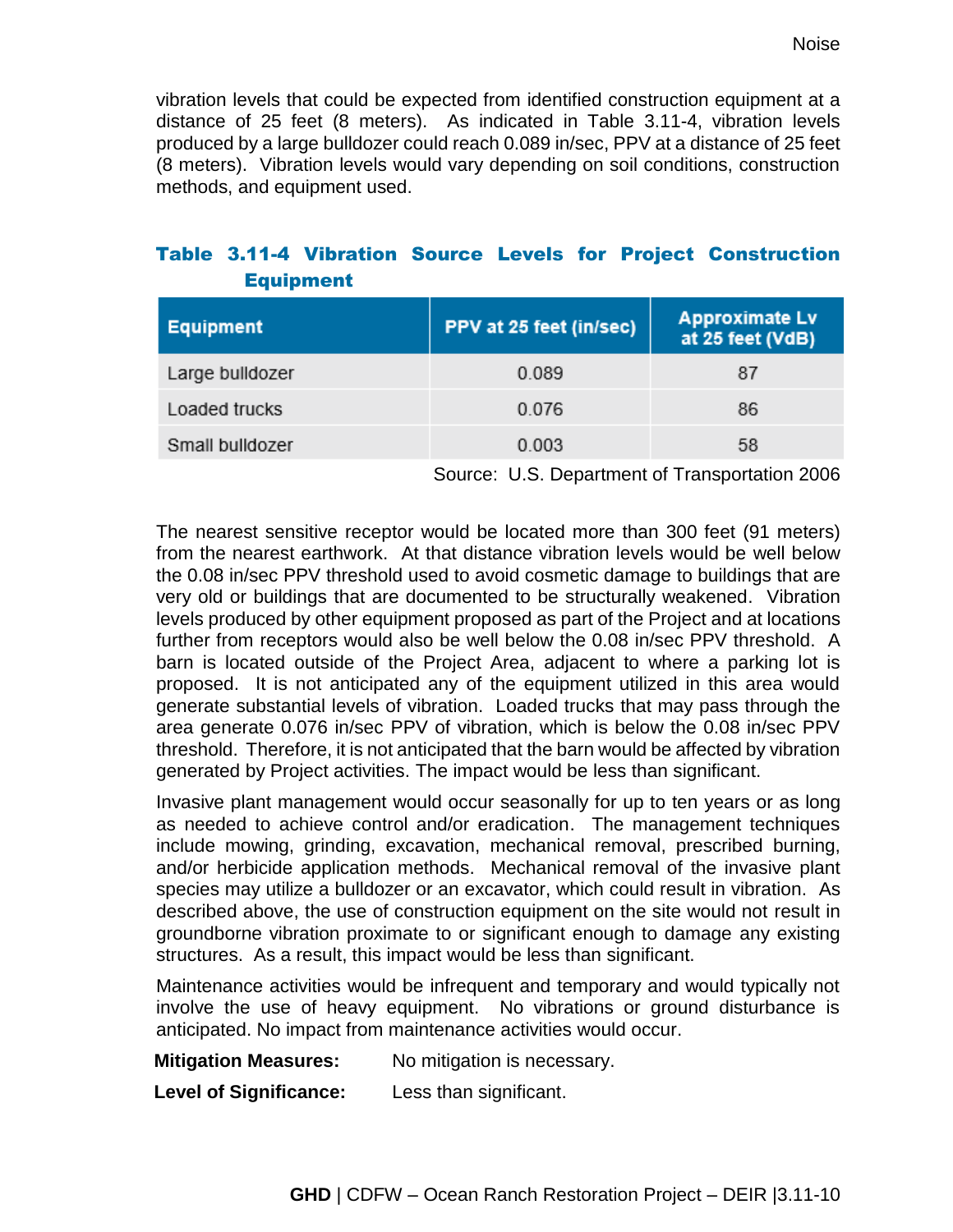vibration levels that could be expected from identified construction equipment at a distance of 25 feet (8 meters). As indicated in Table 3.11-4, vibration levels produced by a large bulldozer could reach 0.089 in/sec, PPV at a distance of 25 feet (8 meters). Vibration levels would vary depending on soil conditions, construction methods, and equipment used.

### Table 3.11-4 Vibration Source Levels for Project Construction Equipment

| Equipment | PPV at 25 feet (in/sec) | Approximate Lv at 25 feet (VdB) |
|---|---|---|
| Large bulldozer | 0.089 | 87 |
| Loaded trucks | 0.076 | 86 |
| Small bulldozer | 0.003 | 58 |

Source: U.S. Department of Transportation 2006

The nearest sensitive receptor would be located more than 300 feet (91 meters) from the nearest earthwork. At that distance vibration levels would be well below the 0.08 in/sec PPV threshold used to avoid cosmetic damage to buildings that are very old or buildings that are documented to be structurally weakened. Vibration levels produced by other equipment proposed as part of the Project and at locations further from receptors would also be well below the 0.08 in/sec PPV threshold. A barn is located outside of the Project Area, adjacent to where a parking lot is proposed. It is not anticipated any of the equipment utilized in this area would generate substantial levels of vibration. Loaded trucks that may pass through the area generate 0.076 in/sec PPV of vibration, which is below the 0.08 in/sec PPV threshold. Therefore, it is not anticipated that the barn would be affected by vibration generated by Project activities. The impact would be less than significant.

Invasive plant management would occur seasonally for up to ten years or as long as needed to achieve control and/or eradication. The management techniques include mowing, grinding, excavation, mechanical removal, prescribed burning, and/or herbicide application methods. Mechanical removal of the invasive plant species may utilize a bulldozer or an excavator, which could result in vibration. As described above, the use of construction equipment on the site would not result in groundborne vibration proximate to or significant enough to damage any existing structures. As a result, this impact would be less than significant.

Maintenance activities would be infrequent and temporary and would typically not involve the use of heavy equipment. No vibrations or ground disturbance is anticipated. No impact from maintenance activities would occur.

**Mitigation Measures:** No mitigation is necessary.

**Level of Significance:** Less than significant.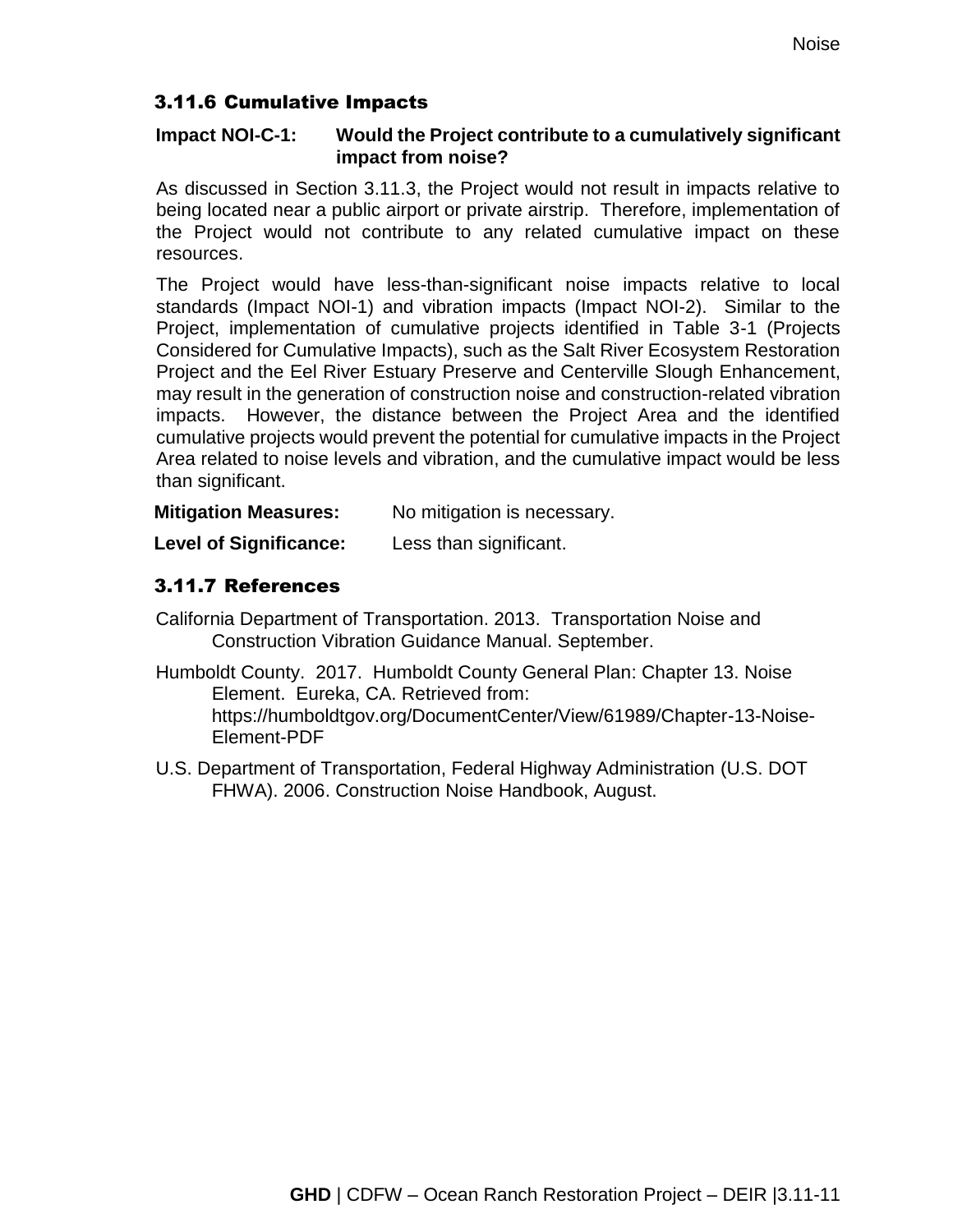### 3.11.6 Cumulative Impacts

**Impact NOI-C-1: Would the Project contribute to a cumulatively significant impact from noise?**

As discussed in Section 3.11.3, the Project would not result in impacts relative to being located near a public airport or private airstrip. Therefore, implementation of the Project would not contribute to any related cumulative impact on these resources.

The Project would have less-than-significant noise impacts relative to local standards (Impact NOI-1) and vibration impacts (Impact NOI-2). Similar to the Project, implementation of cumulative projects identified in Table 3-1 (Projects Considered for Cumulative Impacts), such as the Salt River Ecosystem Restoration Project and the Eel River Estuary Preserve and Centerville Slough Enhancement, may result in the generation of construction noise and construction-related vibration impacts. However, the distance between the Project Area and the identified cumulative projects would prevent the potential for cumulative impacts in the Project Area related to noise levels and vibration, and the cumulative impact would be less than significant.

**Mitigation Measures:** No mitigation is necessary.

**Level of Significance:** Less than significant.

### 3.11.7 References

California Department of Transportation. 2013. Transportation Noise and Construction Vibration Guidance Manual. September.

Humboldt County. 2017. Humboldt County General Plan: Chapter 13. Noise Element. Eureka, CA. Retrieved from: https://humboldtgov.org/DocumentCenter/View/61989/Chapter-13-Noise-Element-PDF

U.S. Department of Transportation, Federal Highway Administration (U.S. DOT FHWA). 2006. Construction Noise Handbook, August.